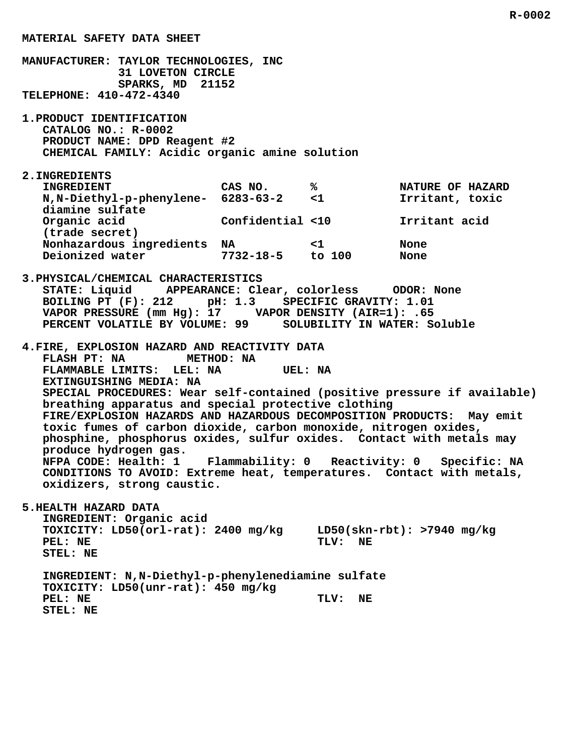# MATERIAL SAFETY DATA SHEET

**MANUFACTURER:** TAYLOR TECHNOLOGIES, INC
31 LOVETON CIRCLE
SPARKS, MD 21152
**TELEPHONE:** 410-472-4340

## 1. PRODUCT IDENTIFICATION

CATALOG NO.: R-0002
PRODUCT NAME: DPD Reagent #2
CHEMICAL FAMILY: Acidic organic amine solution

## 2. INGREDIENTS

| INGREDIENT | CAS NO. | % | NATURE OF HAZARD |
|---|---|---|---|
| N,N-Diethyl-p-phenylene-diamine sulfate | 6283-63-2 | <1 | Irritant, toxic |
| Organic acid (trade secret) | Confidential | <10 | Irritant acid |
| Nonhazardous ingredients | NA | <1 | None |
| Deionized water | 7732-18-5 | to 100 | None |

## 3. PHYSICAL/CHEMICAL CHARACTERISTICS

STATE: Liquid    APPEARANCE: Clear, colorless    ODOR: None
BOILING PT (F): 212    pH: 1.3    SPECIFIC GRAVITY: 1.01
VAPOR PRESSURE (mm Hg): 17    VAPOR DENSITY (AIR=1): .65
PERCENT VOLATILE BY VOLUME: 99    SOLUBILITY IN WATER: Soluble

## 4. FIRE, EXPLOSION HAZARD AND REACTIVITY DATA

FLASH PT: NA    METHOD: NA
FLAMMABLE LIMITS: LEL: NA    UEL: NA
EXTINGUISHING MEDIA: NA
SPECIAL PROCEDURES: Wear self-contained (positive pressure if available) breathing apparatus and special protective clothing
FIRE/EXPLOSION HAZARDS AND HAZARDOUS DECOMPOSITION PRODUCTS: May emit toxic fumes of carbon dioxide, carbon monoxide, nitrogen oxides, phosphine, phosphorus oxides, sulfur oxides. Contact with metals may produce hydrogen gas.
NFPA CODE: Health: 1    Flammability: 0    Reactivity: 0    Specific: NA
CONDITIONS TO AVOID: Extreme heat, temperatures. Contact with metals, oxidizers, strong caustic.

## 5. HEALTH HAZARD DATA

INGREDIENT: Organic acid
TOXICITY: LD50(orl-rat): 2400 mg/kg    LD50(skn-rbt): >7940 mg/kg
PEL: NE    TLV: NE
STEL: NE

INGREDIENT: N,N-Diethyl-p-phenylenediamine sulfate
TOXICITY: LD50(unr-rat): 450 mg/kg
PEL: NE    TLV: NE
STEL: NE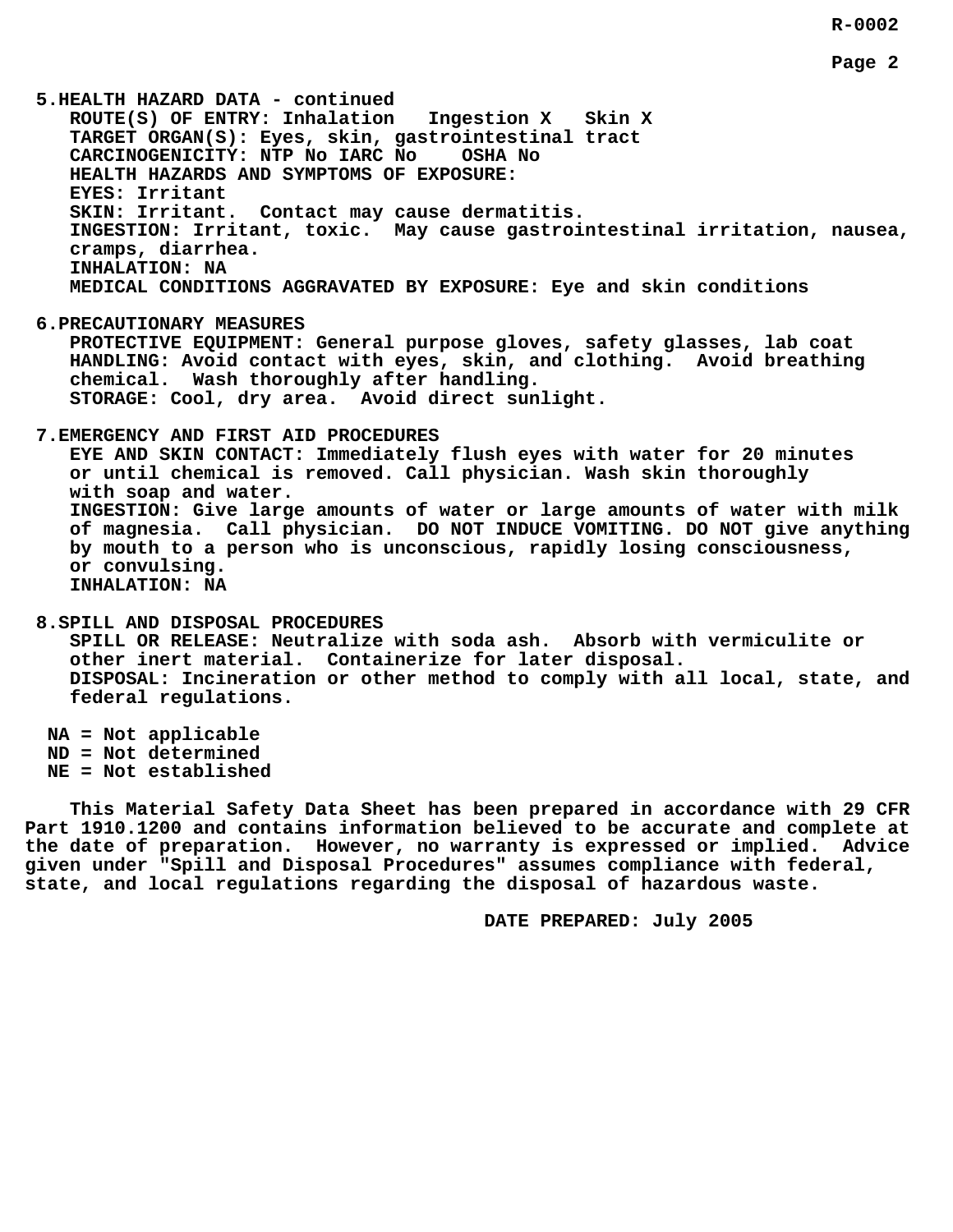**5. HEALTH HAZARD DATA - continued**

ROUTE(S) OF ENTRY: Inhalation   Ingestion X   Skin X
TARGET ORGAN(S): Eyes, skin, gastrointestinal tract
CARCINOGENICITY: NTP No IARC No    OSHA No
HEALTH HAZARDS AND SYMPTOMS OF EXPOSURE:
EYES: Irritant
SKIN: Irritant.  Contact may cause dermatitis.
INGESTION: Irritant, toxic.  May cause gastrointestinal irritation, nausea, cramps, diarrhea.
INHALATION: NA
MEDICAL CONDITIONS AGGRAVATED BY EXPOSURE: Eye and skin conditions

**6. PRECAUTIONARY MEASURES**

PROTECTIVE EQUIPMENT: General purpose gloves, safety glasses, lab coat
HANDLING: Avoid contact with eyes, skin, and clothing.  Avoid breathing chemical.  Wash thoroughly after handling.
STORAGE: Cool, dry area.  Avoid direct sunlight.

**7. EMERGENCY AND FIRST AID PROCEDURES**

EYE AND SKIN CONTACT: Immediately flush eyes with water for 20 minutes or until chemical is removed. Call physician. Wash skin thoroughly with soap and water.
INGESTION: Give large amounts of water or large amounts of water with milk of magnesia.  Call physician.  DO NOT INDUCE VOMITING. DO NOT give anything by mouth to a person who is unconscious, rapidly losing consciousness, or convulsing.
INHALATION: NA

**8. SPILL AND DISPOSAL PROCEDURES**

SPILL OR RELEASE: Neutralize with soda ash.  Absorb with vermiculite or other inert material.  Containerize for later disposal.
DISPOSAL: Incineration or other method to comply with all local, state, and federal regulations.

NA = Not applicable
ND = Not determined
NE = Not established

This Material Safety Data Sheet has been prepared in accordance with 29 CFR Part 1910.1200 and contains information believed to be accurate and complete at the date of preparation.  However, no warranty is expressed or implied.  Advice given under "Spill and Disposal Procedures" assumes compliance with federal, state, and local regulations regarding the disposal of hazardous waste.

DATE PREPARED: July 2005